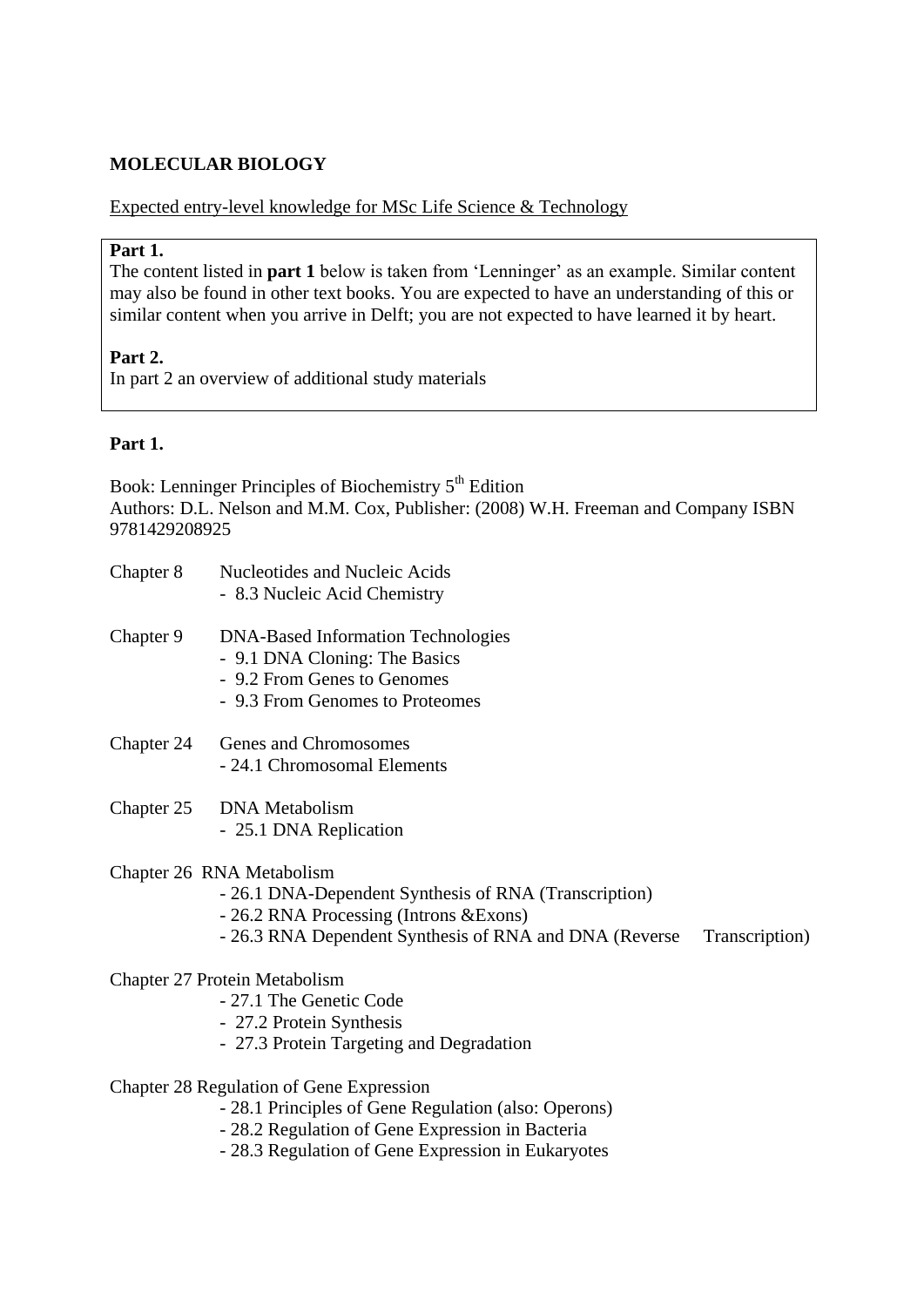**MOLECULAR BIOLOGY**

Expected entry-level knowledge for MSc Life Science & Technology

> **Part 1.**
> The content listed in **part 1** below is taken from 'Lenninger' as an example. Similar content may also be found in other text books. You are expected to have an understanding of this or similar content when you arrive in Delft; you are not expected to have learned it by heart.
>
> **Part 2.**
> In part 2 an overview of additional study materials

**Part 1.**

Book: Lenninger Principles of Biochemistry 5th Edition
Authors: D.L. Nelson and M.M. Cox, Publisher: (2008) W.H. Freeman and Company ISBN 9781429208925

Chapter 8 Nucleotides and Nucleic Acids
- 8.3 Nucleic Acid Chemistry

Chapter 9 DNA-Based Information Technologies
- 9.1 DNA Cloning: The Basics
- 9.2 From Genes to Genomes
- 9.3 From Genomes to Proteomes

Chapter 24 Genes and Chromosomes
- 24.1 Chromosomal Elements

Chapter 25 DNA Metabolism
- 25.1 DNA Replication

Chapter 26 RNA Metabolism
- 26.1 DNA-Dependent Synthesis of RNA (Transcription)
- 26.2 RNA Processing (Introns &Exons)
- 26.3 RNA Dependent Synthesis of RNA and DNA (Reverse Transcription)

Chapter 27 Protein Metabolism
- 27.1 The Genetic Code
- 27.2 Protein Synthesis
- 27.3 Protein Targeting and Degradation

Chapter 28 Regulation of Gene Expression
- 28.1 Principles of Gene Regulation (also: Operons)
- 28.2 Regulation of Gene Expression in Bacteria
- 28.3 Regulation of Gene Expression in Eukaryotes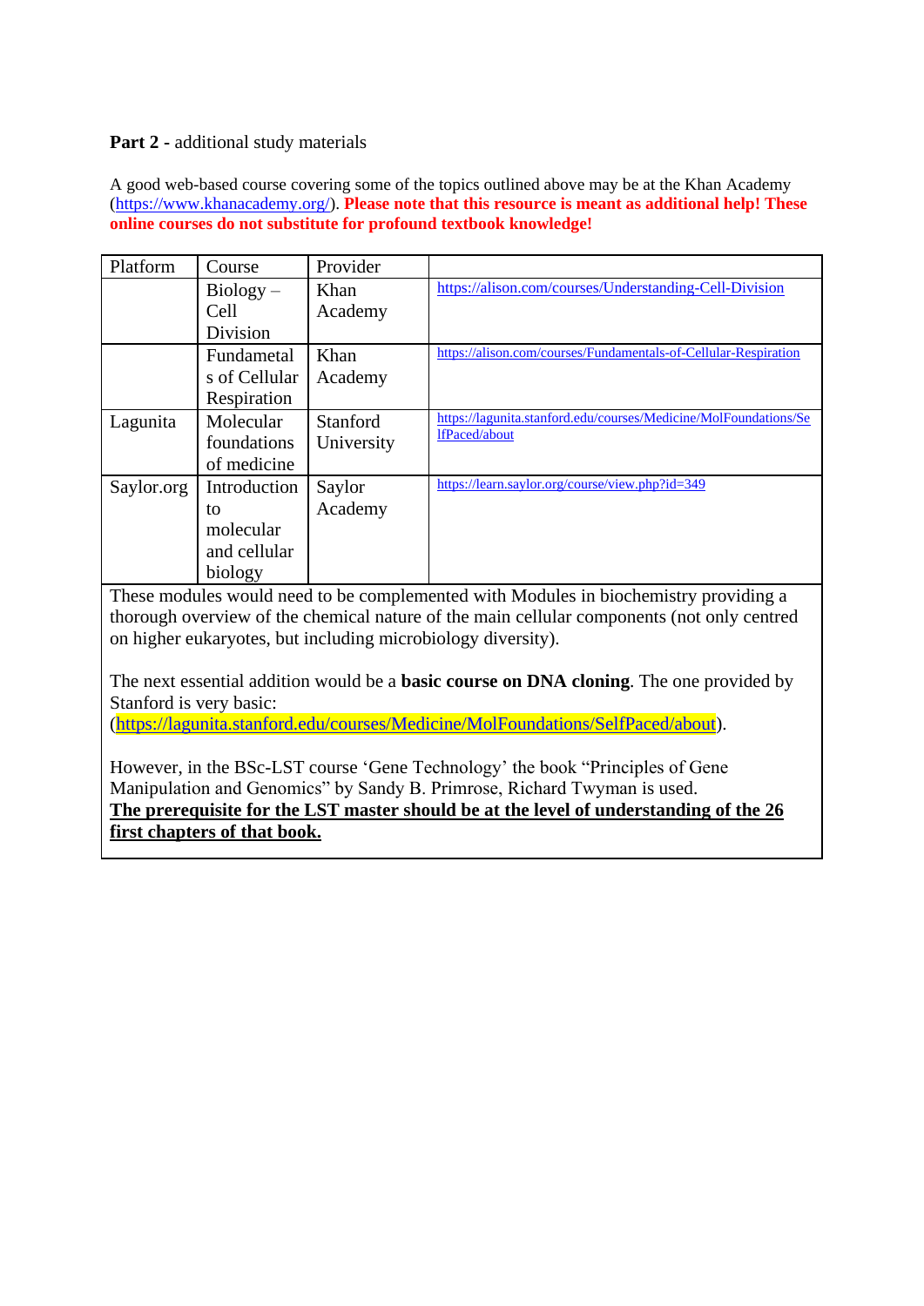**Part 2 -** additional study materials

A good web-based course covering some of the topics outlined above may be at the Khan Academy (https://www.khanacademy.org/). **Please note that this resource is meant as additional help! These online courses do not substitute for profound textbook knowledge!**

| Platform | Course | Provider | |
|---|---|---|---|
| | Biology – Cell Division | Khan Academy | https://alison.com/courses/Understanding-Cell-Division |
| | Fundametals of Cellular Respiration | Khan Academy | https://alison.com/courses/Fundamentals-of-Cellular-Respiration |
| Lagunita | Molecular foundations of medicine | Stanford University | https://lagunita.stanford.edu/courses/Medicine/MolFoundations/SelfPaced/about |
| Saylor.org | Introduction to molecular and cellular biology | Saylor Academy | https://learn.saylor.org/course/view.php?id=349 |

These modules would need to be complemented with Modules in biochemistry providing a thorough overview of the chemical nature of the main cellular components (not only centred on higher eukaryotes, but including microbiology diversity).

The next essential addition would be a **basic course on DNA cloning**. The one provided by Stanford is very basic: (https://lagunita.stanford.edu/courses/Medicine/MolFoundations/SelfPaced/about).

However, in the BSc-LST course 'Gene Technology' the book "Principles of Gene Manipulation and Genomics" by Sandy B. Primrose, Richard Twyman is used.
**The prerequisite for the LST master should be at the level of understanding of the 26 first chapters of that book.**